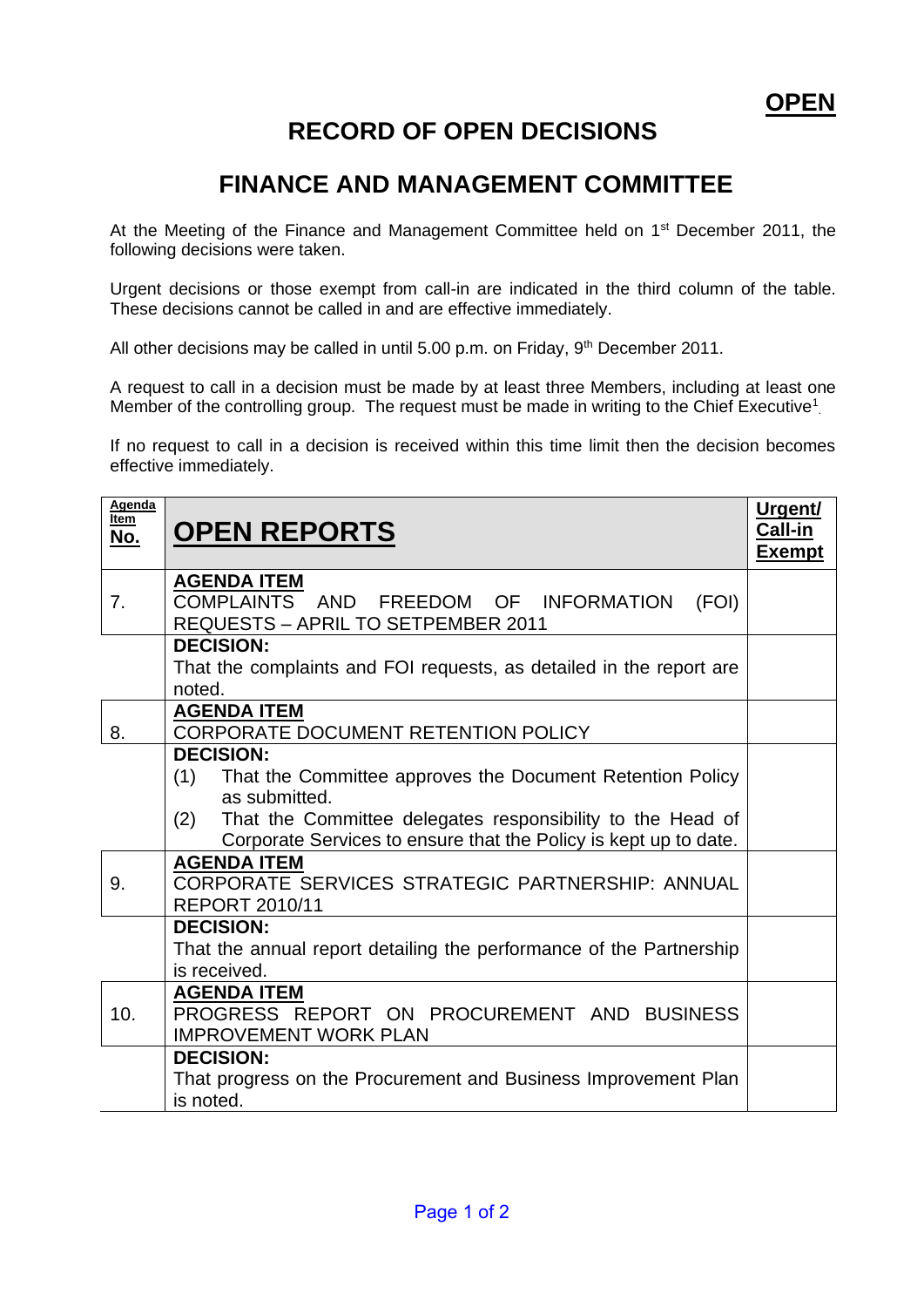**OPEN**

# RECORD OF OPEN DECISIONS

# FINANCE AND MANAGEMENT COMMITTEE

At the Meeting of the Finance and Management Committee held on 1st December 2011, the following decisions were taken.

Urgent decisions or those exempt from call-in are indicated in the third column of the table. These decisions cannot be called in and are effective immediately.

All other decisions may be called in until 5.00 p.m. on Friday, 9th December 2011.

A request to call in a decision must be made by at least three Members, including at least one Member of the controlling group. The request must be made in writing to the Chief Executive[1].

If no request to call in a decision is received within this time limit then the decision becomes effective immediately.

| Agenda Item No. | OPEN REPORTS | Urgent/ Call-in Exempt |
|---|---|---|
| 7. | **AGENDA ITEM**<br>COMPLAINTS AND FREEDOM OF INFORMATION (FOI) REQUESTS – APRIL TO SETPEMBER 2011 | |
| | **DECISION:**<br>That the complaints and FOI requests, as detailed in the report are noted. | |
| 8. | **AGENDA ITEM**<br>CORPORATE DOCUMENT RETENTION POLICY | |
| | **DECISION:**<br>(1) That the Committee approves the Document Retention Policy as submitted.<br>(2) That the Committee delegates responsibility to the Head of Corporate Services to ensure that the Policy is kept up to date. | |
| 9. | **AGENDA ITEM**<br>CORPORATE SERVICES STRATEGIC PARTNERSHIP: ANNUAL REPORT 2010/11 | |
| | **DECISION:**<br>That the annual report detailing the performance of the Partnership is received. | |
| 10. | **AGENDA ITEM**<br>PROGRESS REPORT ON PROCUREMENT AND BUSINESS IMPROVEMENT WORK PLAN | |
| | **DECISION:**<br>That progress on the Procurement and Business Improvement Plan is noted. | |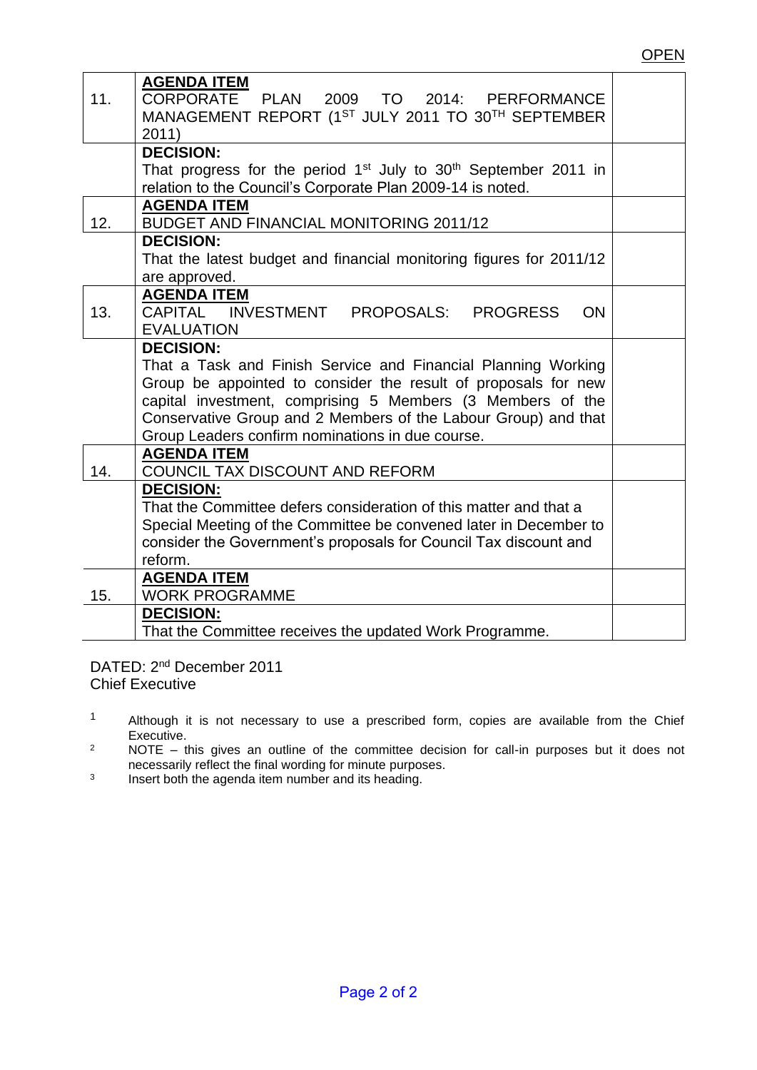OPEN

| | | |
|---|---|---|
| 11. | **AGENDA ITEM**<br>CORPORATE PLAN 2009 TO 2014: PERFORMANCE MANAGEMENT REPORT (1ST JULY 2011 TO 30TH SEPTEMBER 2011) | |
| | **DECISION:**<br>That progress for the period 1st July to 30th September 2011 in relation to the Council's Corporate Plan 2009-14 is noted. | |
| 12. | **AGENDA ITEM**<br>BUDGET AND FINANCIAL MONITORING 2011/12 | |
| | **DECISION:**<br>That the latest budget and financial monitoring figures for 2011/12 are approved. | |
| 13. | **AGENDA ITEM**<br>CAPITAL INVESTMENT PROPOSALS: PROGRESS ON EVALUATION | |
| | **DECISION:**<br>That a Task and Finish Service and Financial Planning Working Group be appointed to consider the result of proposals for new capital investment, comprising 5 Members (3 Members of the Conservative Group and 2 Members of the Labour Group) and that Group Leaders confirm nominations in due course. | |
| 14. | **AGENDA ITEM**<br>COUNCIL TAX DISCOUNT AND REFORM | |
| | **DECISION:**<br>That the Committee defers consideration of this matter and that a Special Meeting of the Committee be convened later in December to consider the Government's proposals for Council Tax discount and reform. | |
| 15. | **AGENDA ITEM**<br>WORK PROGRAMME | |
| | **DECISION:**<br>That the Committee receives the updated Work Programme. | |

DATED: 2nd December 2011
Chief Executive

[1] Although it is not necessary to use a prescribed form, copies are available from the Chief Executive.

[2] NOTE – this gives an outline of the committee decision for call-in purposes but it does not necessarily reflect the final wording for minute purposes.

[3] Insert both the agenda item number and its heading.